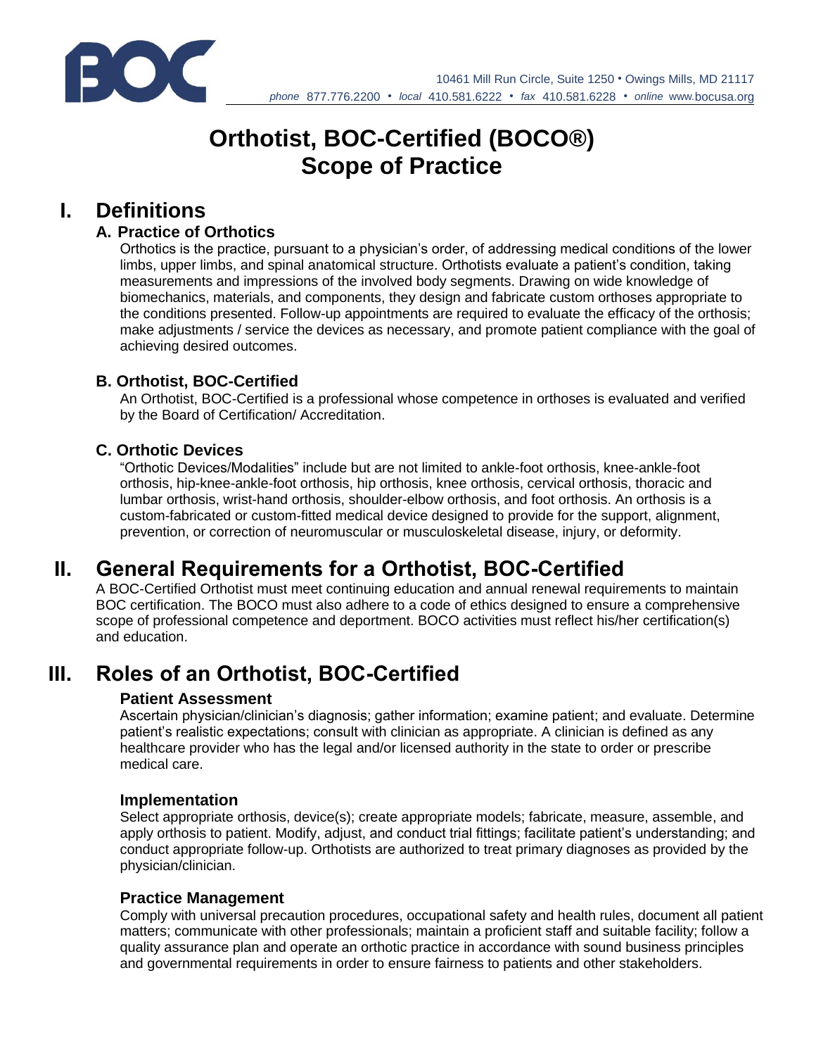10461 Mill Run Circle, Suite 1250 • Owings Mills, MD 21117
*phone* 877.776.2200 • *local* 410.581.6222 • *fax* 410.581.6228 • *online* www.bocusa.org

# Orthotist, BOC-Certified (BOCO®) Scope of Practice

## I. Definitions

### A. Practice of Orthotics

Orthotics is the practice, pursuant to a physician's order, of addressing medical conditions of the lower limbs, upper limbs, and spinal anatomical structure. Orthotists evaluate a patient's condition, taking measurements and impressions of the involved body segments. Drawing on wide knowledge of biomechanics, materials, and components, they design and fabricate custom orthoses appropriate to the conditions presented. Follow-up appointments are required to evaluate the efficacy of the orthosis; make adjustments / service the devices as necessary, and promote patient compliance with the goal of achieving desired outcomes.

### B. Orthotist, BOC-Certified

An Orthotist, BOC-Certified is a professional whose competence in orthoses is evaluated and verified by the Board of Certification/ Accreditation.

### C. Orthotic Devices

"Orthotic Devices/Modalities" include but are not limited to ankle-foot orthosis, knee-ankle-foot orthosis, hip-knee-ankle-foot orthosis, hip orthosis, knee orthosis, cervical orthosis, thoracic and lumbar orthosis, wrist-hand orthosis, shoulder-elbow orthosis, and foot orthosis. An orthosis is a custom-fabricated or custom-fitted medical device designed to provide for the support, alignment, prevention, or correction of neuromuscular or musculoskeletal disease, injury, or deformity.

## II. General Requirements for a Orthotist, BOC-Certified

A BOC-Certified Orthotist must meet continuing education and annual renewal requirements to maintain BOC certification. The BOCO must also adhere to a code of ethics designed to ensure a comprehensive scope of professional competence and deportment. BOCO activities must reflect his/her certification(s) and education.

## III. Roles of an Orthotist, BOC-Certified

### Patient Assessment

Ascertain physician/clinician's diagnosis; gather information; examine patient; and evaluate. Determine patient's realistic expectations; consult with clinician as appropriate. A clinician is defined as any healthcare provider who has the legal and/or licensed authority in the state to order or prescribe medical care.

### Implementation

Select appropriate orthosis, device(s); create appropriate models; fabricate, measure, assemble, and apply orthosis to patient. Modify, adjust, and conduct trial fittings; facilitate patient's understanding; and conduct appropriate follow-up. Orthotists are authorized to treat primary diagnoses as provided by the physician/clinician.

### Practice Management

Comply with universal precaution procedures, occupational safety and health rules, document all patient matters; communicate with other professionals; maintain a proficient staff and suitable facility; follow a quality assurance plan and operate an orthotic practice in accordance with sound business principles and governmental requirements in order to ensure fairness to patients and other stakeholders.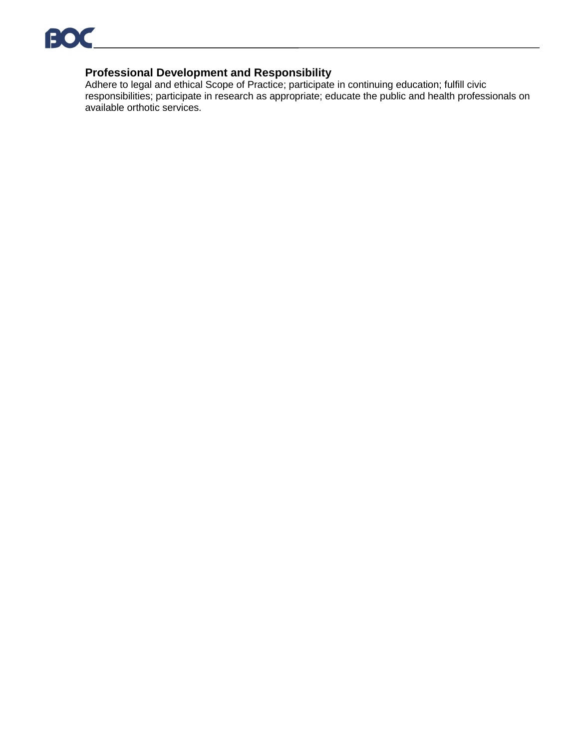**Professional Development and Responsibility**
Adhere to legal and ethical Scope of Practice; participate in continuing education; fulfill civic responsibilities; participate in research as appropriate; educate the public and health professionals on available orthotic services.